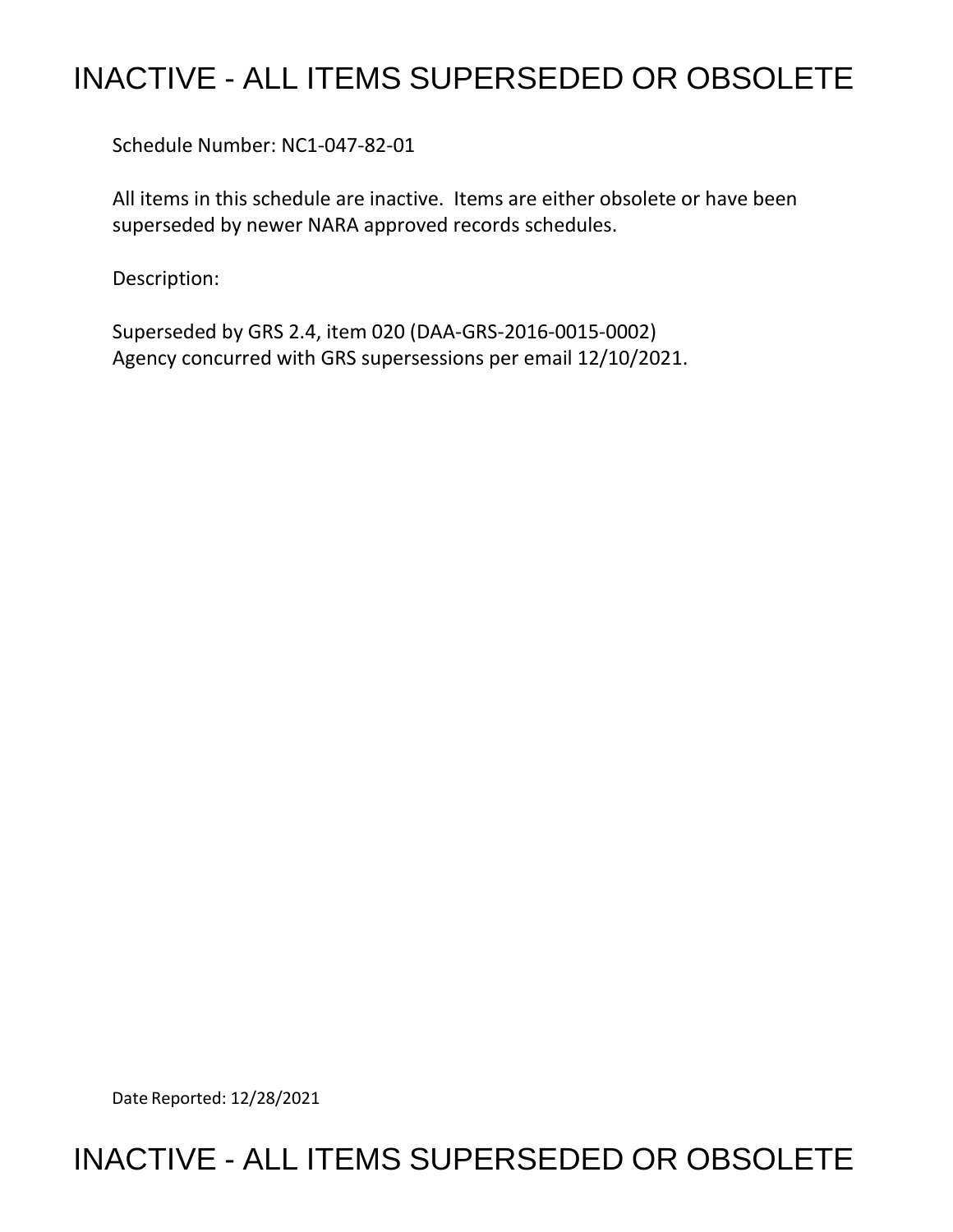# INACTIVE - ALL ITEMS SUPERSEDED OR OBSOLETE

Schedule Number: NC1-047-82-01

All items in this schedule are inactive. Items are either obsolete or have been superseded by newer NARA approved records schedules.

Description:

Superseded by GRS 2.4, item 020 (DAA-GRS-2016-0015-0002)
Agency concurred with GRS supersessions per email 12/10/2021.

Date Reported: 12/28/2021

# INACTIVE - ALL ITEMS SUPERSEDED OR OBSOLETE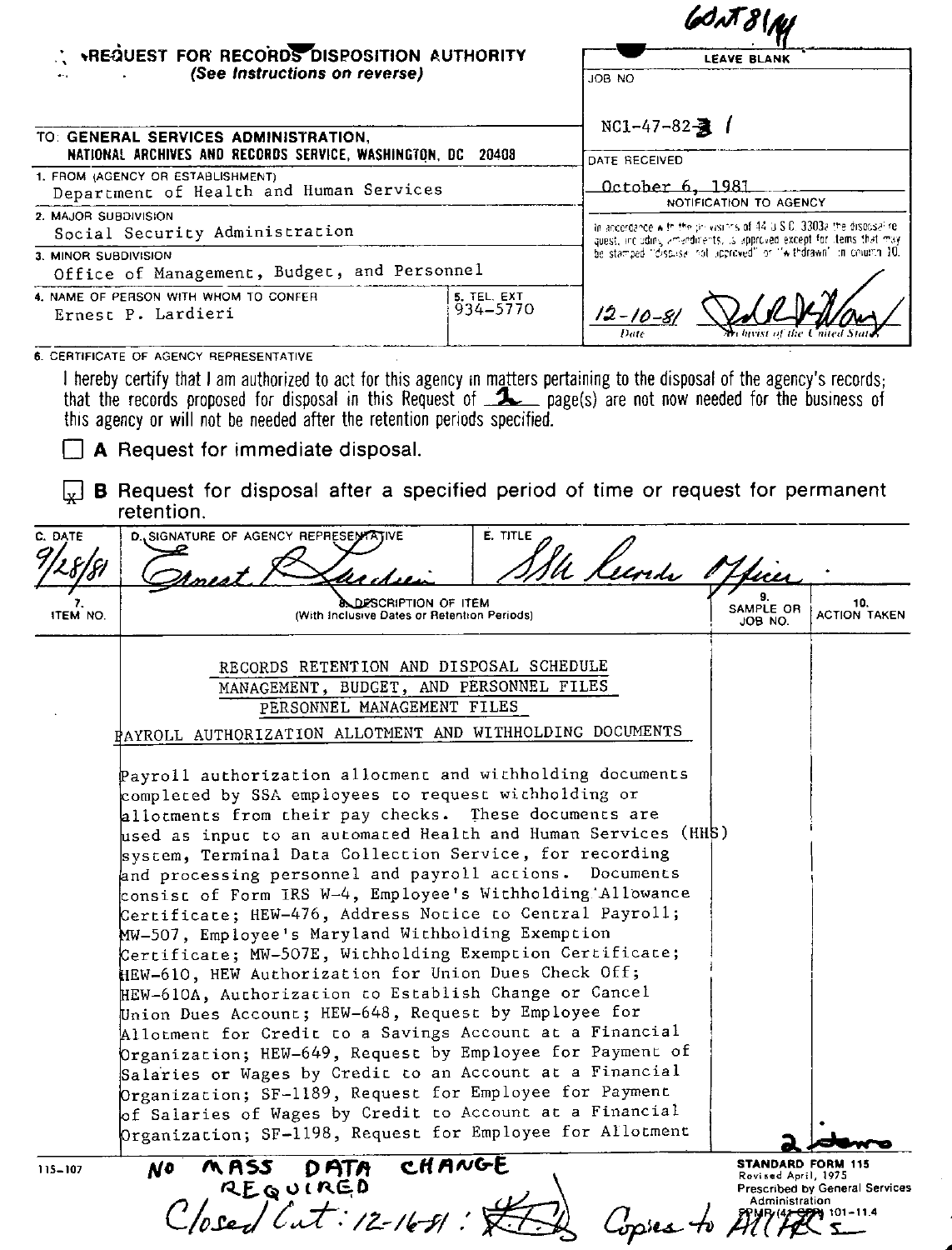60NT81/14

**REQUEST FOR RECORDS DISPOSITION AUTHORITY**
*(See Instructions on reverse)*

| LEAVE BLANK |
|---|
| JOB NO: NC1-47-82-1 |
| DATE RECEIVED: October 6, 1981 |
| NOTIFICATION TO AGENCY |
| In accordance with the provisions of 44 U.S.C. 3303a the disposal request, including amendments, is approved except for items that may be stamped "disposal not approved" or "withdrawn" in column 10. |
| 12-10-81 (Date) — [signature] Archivist of the United States |

TO: GENERAL SERVICES ADMINISTRATION,
NATIONAL ARCHIVES AND RECORDS SERVICE, WASHINGTON, DC 20408

1. FROM (AGENCY OR ESTABLISHMENT): Department of Health and Human Services
2. MAJOR SUBDIVISION: Social Security Administration
3. MINOR SUBDIVISION: Office of Management, Budget, and Personnel
4. NAME OF PERSON WITH WHOM TO CONFER: Ernest P. Lardieri
5. TEL. EXT: 934-5770

6. CERTIFICATE OF AGENCY REPRESENTATIVE

I hereby certify that I am authorized to act for this agency in matters pertaining to the disposal of the agency's records; that the records proposed for disposal in this Request of 2 page(s) are not now needed for the business of this agency or will not be needed after the retention periods specified.

- [ ] **A** Request for immediate disposal.
- [x] **B** Request for disposal after a specified period of time or request for permanent retention.

| C. DATE | D. SIGNATURE OF AGENCY REPRESENTATIVE | E. TITLE |
|---|---|---|
| 9/28/81 | Ernest P. Lardieri | SSA Records Officer |

| 7. ITEM NO. | 8. DESCRIPTION OF ITEM (With Inclusive Dates or Retention Periods) | 9. SAMPLE OR JOB NO. | 10. ACTION TAKEN |
|---|---|---|---|
| | RECORDS RETENTION AND DISPOSAL SCHEDULE<br>MANAGEMENT, BUDGET, AND PERSONNEL FILES<br>PERSONNEL MANAGEMENT FILES<br><br>PAYROLL AUTHORIZATION ALLOTMENT AND WITHHOLDING DOCUMENTS<br><br>Payroll authorization allotment and withholding documents completed by SSA employees to request withholding or allotments from their pay checks. These documents are used as input to an automated Health and Human Services (HHS) system, Terminal Data Collection Service, for recording and processing personnel and payroll actions. Documents consist of Form IRS W-4, Employee's Withholding Allowance Certificate; HEW-476, Address Notice to Central Payroll; MW-507, Employee's Maryland Withholding Exemption Certificate; MW-507E, Withholding Exemption Certificate; HEW-610, HEW Authorization for Union Dues Check Off; HEW-610A, Authorization to Establish Change or Cancel Union Dues Account; HEW-648, Request by Employee for Allotment for Credit to a Savings Account at a Financial Organization; HEW-649, Request by Employee for Payment of Salaries or Wages by Credit to an Account at a Financial Organization; SF-1189, Request for Employee for Payment of Salaries of Wages by Credit to Account at a Financial Organization; SF-1198, Request for Employee for Allotment | | |

2 items

115-107

NO MASS DATA CHANGE REQUIRED

Closed Out: 12-16-81 : [initials] Copies to All HRS

STANDARD FORM 115
Revised April, 1975
Prescribed by General Services Administration
FPMR (41 CFR) 101-11.4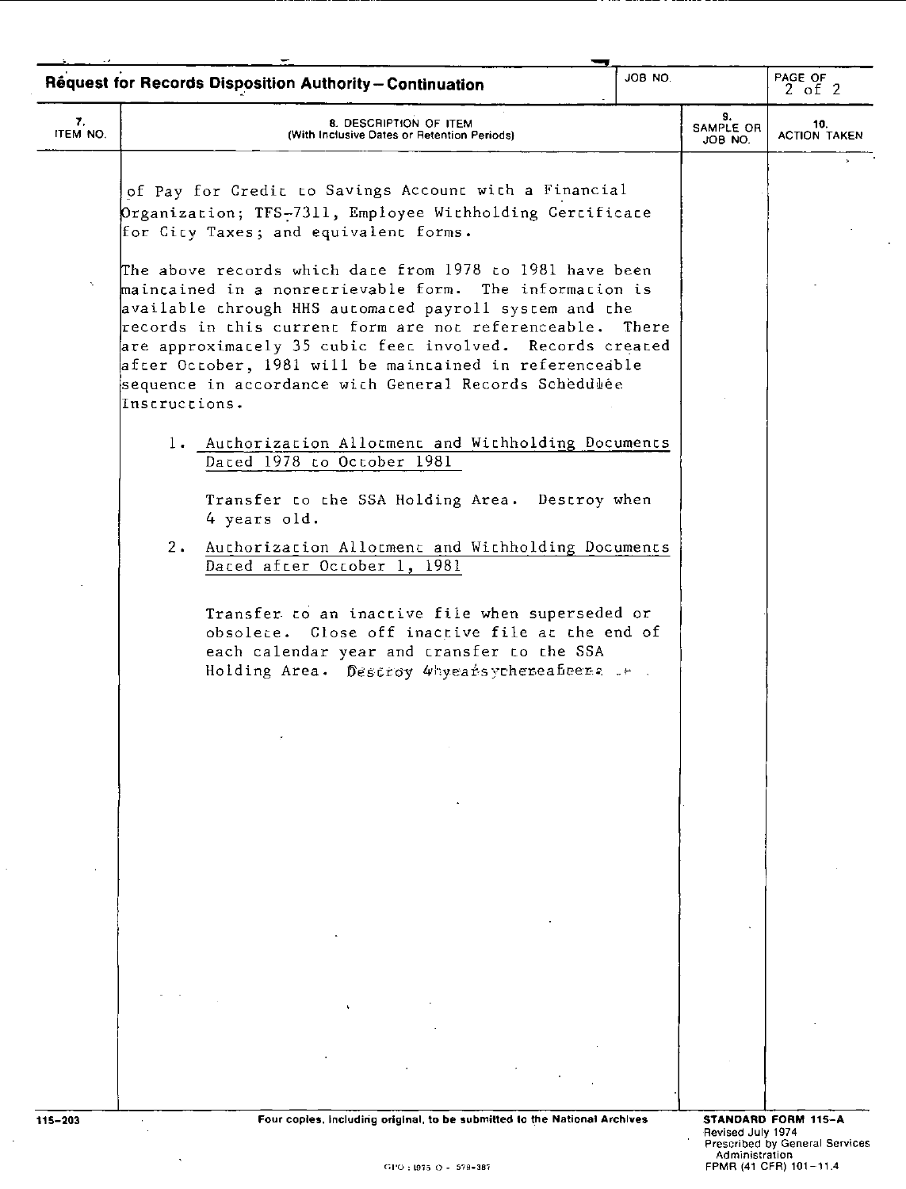**Request for Records Disposition Authority – Continuation**

JOB NO.

PAGE OF 2 of 2

| 7. ITEM NO. | 8. DESCRIPTION OF ITEM (With Inclusive Dates or Retention Periods) | 9. SAMPLE OR JOB NO. | 10. ACTION TAKEN |
|---|---|---|---|
| | of Pay for Credit to Savings Account with a Financial Organization; TFS-7311, Employee Withholding Certificate for City Taxes; and equivalent forms. | | |

The above records which date from 1978 to 1981 have been maintained in a nonretrievable form. The information is available through HHS automated payroll system and the records in this current form are not referenceable. There are approximately 35 cubic feet involved. Records created after October, 1981 will be maintained in referenceable sequence in accordance with General Records Schedule Instructions.

1. Authorization Allotment and Withholding Documents Dated 1978 to October 1981

   Transfer to the SSA Holding Area. Destroy when 4 years old.

2. Authorization Allotment and Withholding Documents Dated after October 1, 1981

   Transfer to an inactive file when superseded or obsolete. Close off inactive file at the end of each calendar year and transfer to the SSA Holding Area. Destroy 4 years thereafter.

115-203

Four copies, including original, to be submitted to the National Archives

STANDARD FORM 115-A
Revised July 1974
Prescribed by General Services Administration
FPMR (41 CFR) 101-11.4

GPO : 1975 O - 578-387